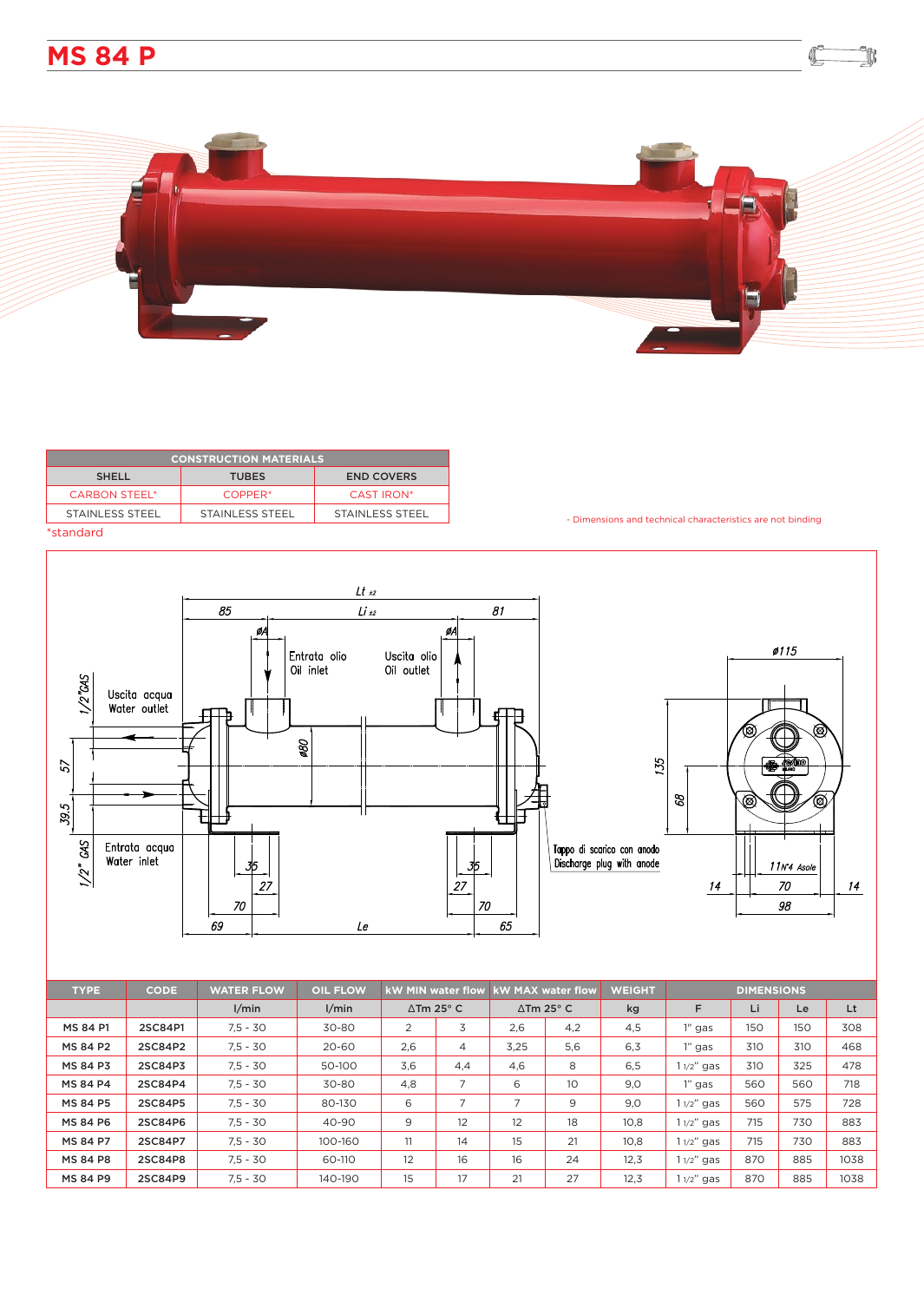# MS 84 P

| CONSTRUCTION MATERIALS | | |
|---|---|---|
| SHELL | TUBES | END COVERS |
| CARBON STEEL* | COPPER* | CAST IRON* |
| STAINLESS STEEL | STAINLESS STEEL | STAINLESS STEEL |

*standard

- Dimensions and technical characteristics are not binding

| TYPE | CODE | WATER FLOW | OIL FLOW | kW MIN water flow | | kW MAX water flow | | WEIGHT | DIMENSIONS | | | |
|---|---|---|---|---|---|---|---|---|---|---|---|---|
| | | l/min | l/min | ΔTm 25° C | | ΔTm 25° C | | kg | F | Li | Le | Lt |
| MS 84 P1 | 2SC84P1 | 7,5 - 30 | 30-80 | 2 | 3 | 2,6 | 4,2 | 4,5 | 1" gas | 150 | 150 | 308 |
| MS 84 P2 | 2SC84P2 | 7,5 - 30 | 20-60 | 2,6 | 4 | 3,25 | 5,6 | 6,3 | 1" gas | 310 | 310 | 468 |
| MS 84 P3 | 2SC84P3 | 7,5 - 30 | 50-100 | 3,6 | 4,4 | 4,6 | 8 | 6,5 | 1 1/2" gas | 310 | 325 | 478 |
| MS 84 P4 | 2SC84P4 | 7,5 - 30 | 30-80 | 4,8 | 7 | 6 | 10 | 9,0 | 1" gas | 560 | 560 | 718 |
| MS 84 P5 | 2SC84P5 | 7,5 - 30 | 80-130 | 6 | 7 | 7 | 9 | 9,0 | 1 1/2" gas | 560 | 575 | 728 |
| MS 84 P6 | 2SC84P6 | 7,5 - 30 | 40-90 | 9 | 12 | 12 | 18 | 10,8 | 1 1/2" gas | 715 | 730 | 883 |
| MS 84 P7 | 2SC84P7 | 7,5 - 30 | 100-160 | 11 | 14 | 15 | 21 | 10,8 | 1 1/2" gas | 715 | 730 | 883 |
| MS 84 P8 | 2SC84P8 | 7,5 - 30 | 60-110 | 12 | 16 | 16 | 24 | 12,3 | 1 1/2" gas | 870 | 885 | 1038 |
| MS 84 P9 | 2SC84P9 | 7,5 - 30 | 140-190 | 15 | 17 | 21 | 27 | 12,3 | 1 1/2" gas | 870 | 885 | 1038 |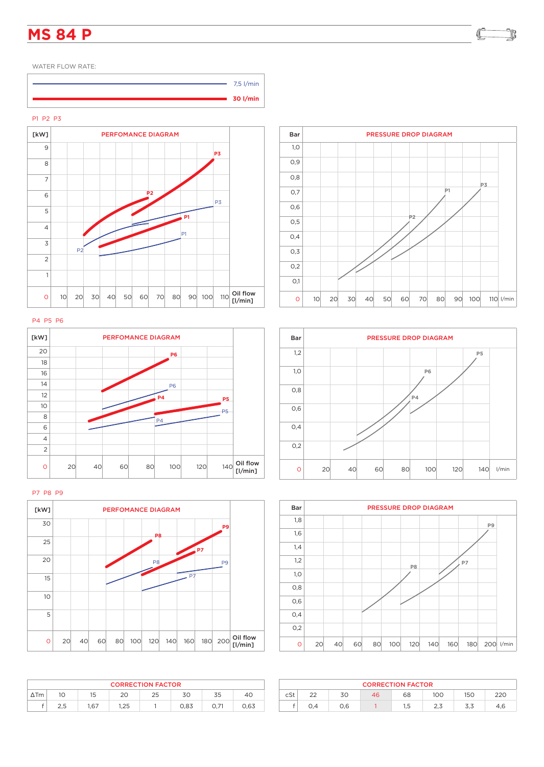# MS 84 P

WATER FLOW RATE:

7,5 l/min

30 l/min

P1 P2 P3

[kW]

PERFOMANCE DIAGRAM

9
8
7
6
5
4
3
2
1
0

10 20 30 40 50 60 70 80 90 100 110

Oil flow [l/min]

P3 P2 P1

Bar

PRESSURE DROP DIAGRAM

1,0
0,9
0,8
0,7
0,6
0,5
0,4
0,3
0,2
0,1
0

10 20 30 40 50 60 70 80 90 100 110 l/min

P1 P2 P3

P4 P5 P6

[kW]

PERFOMANCE DIAGRAM

20
18
16
14
12
10
8
6
4
2
0

20 40 60 80 100 120 140

Oil flow [l/min]

P6 P4 P5

Bar

PRESSURE DROP DIAGRAM

1,2
1,0
0,8
0,6
0,4
0,2
0

20 40 60 80 100 120 140 l/min

P5 P6 P4

P7 P8 P9

[kW]

PERFOMANCE DIAGRAM

30
25
20
15
10
5
0

20 40 60 80 100 120 140 160 180 200

Oil flow [l/min]

P9 P8 P7

Bar

PRESSURE DROP DIAGRAM

1,8
1,6
1,4
1,2
1,0
0,8
0,6
0,4
0,2
0

20 40 60 80 100 120 140 160 180 200 l/min

P9 P8 P7

| CORRECTION FACTOR | | | | | | | |
|---|---|---|---|---|---|---|---|
| ΔTm | 10 | 15 | 20 | 25 | 30 | 35 | 40 |
| f | 2,5 | 1,67 | 1,25 | 1 | 0,83 | 0,71 | 0,63 |

| CORRECTION FACTOR | | | | | | | |
|---|---|---|---|---|---|---|---|
| cSt | 22 | 30 | 46 | 68 | 100 | 150 | 220 |
| f | 0,4 | 0,6 | 1 | 1,5 | 2,3 | 3,3 | 4,6 |